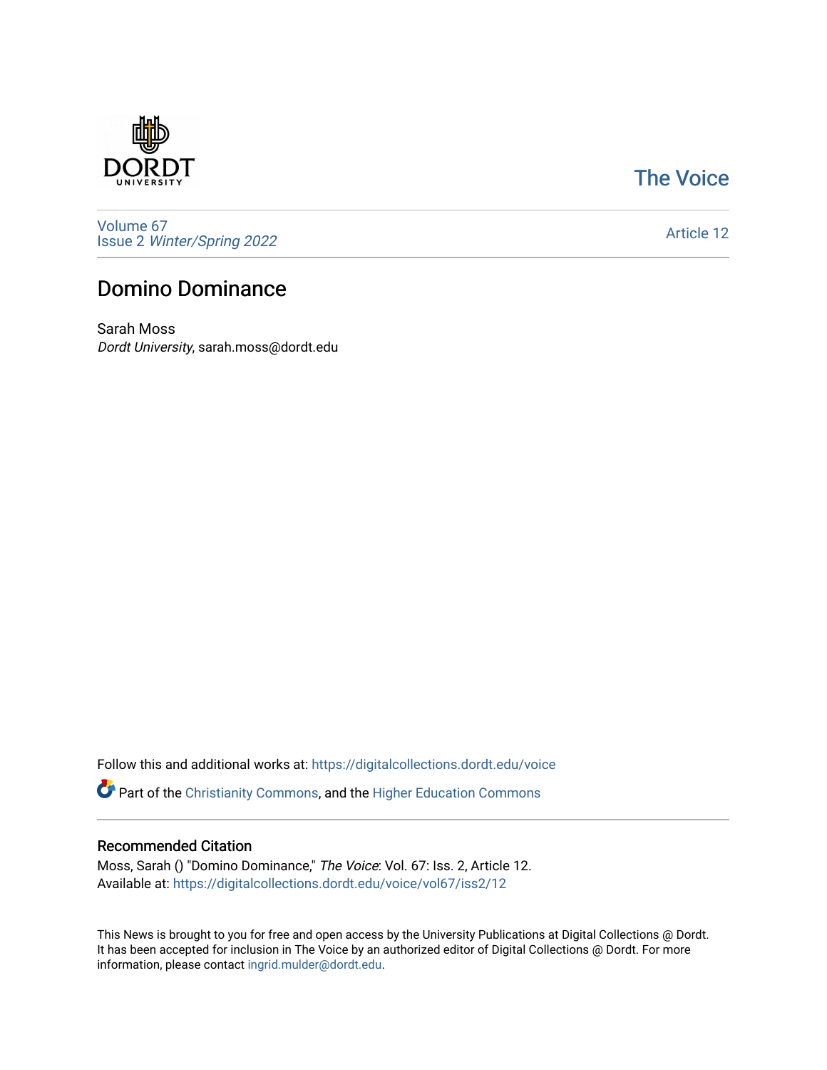The Voice

Volume 67
Issue 2 *Winter/Spring 2022*

Article 12

# Domino Dominance

Sarah Moss
*Dordt University*, sarah.moss@dordt.edu

Follow this and additional works at: https://digitalcollections.dordt.edu/voice

Part of the Christianity Commons, and the Higher Education Commons

## Recommended Citation

Moss, Sarah () "Domino Dominance," *The Voice*: Vol. 67: Iss. 2, Article 12.
Available at: https://digitalcollections.dordt.edu/voice/vol67/iss2/12

This News is brought to you for free and open access by the University Publications at Digital Collections @ Dordt. It has been accepted for inclusion in The Voice by an authorized editor of Digital Collections @ Dordt. For more information, please contact ingrid.mulder@dordt.edu.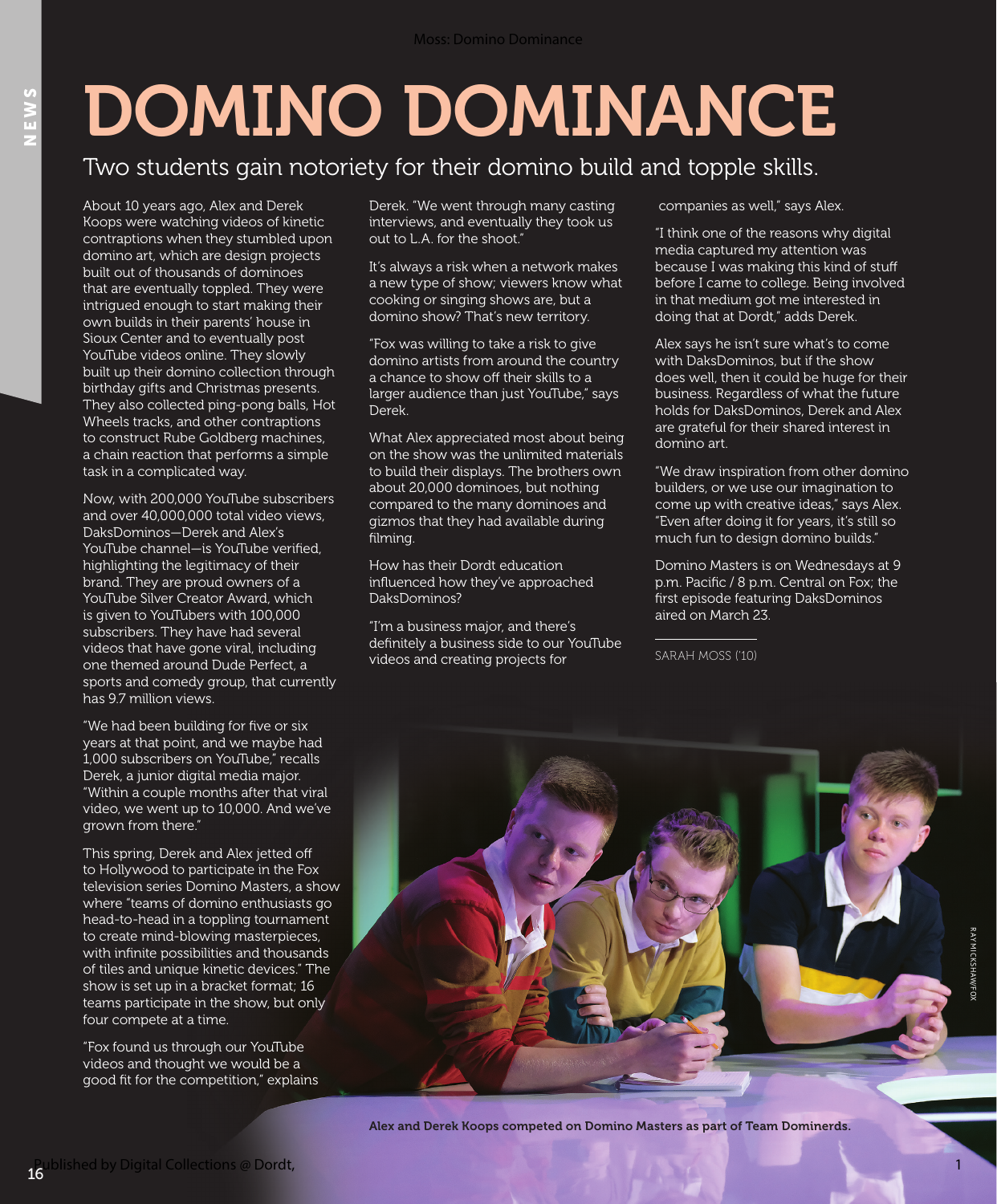# DOMINO DOMINANCE

## Two students gain notoriety for their domino build and topple skills.

About 10 years ago, Alex and Derek Koops were watching videos of kinetic contraptions when they stumbled upon domino art, which are design projects built out of thousands of dominoes that are eventually toppled. They were intrigued enough to start making their own builds in their parents' house in Sioux Center and to eventually post YouTube videos online. They slowly built up their domino collection through birthday gifts and Christmas presents. They also collected ping-pong balls, Hot Wheels tracks, and other contraptions to construct Rube Goldberg machines, a chain reaction that performs a simple task in a complicated way.

Now, with 200,000 YouTube subscribers and over 40,000,000 total video views, DaksDominos—Derek and Alex's YouTube channel—is YouTube verified, highlighting the legitimacy of their brand. They are proud owners of a YouTube Silver Creator Award, which is given to YouTubers with 100,000 subscribers. They have had several videos that have gone viral, including one themed around Dude Perfect, a sports and comedy group, that currently has 9.7 million views.

"We had been building for five or six years at that point, and we maybe had 1,000 subscribers on YouTube," recalls Derek, a junior digital media major. "Within a couple months after that viral video, we went up to 10,000. And we've grown from there."

This spring, Derek and Alex jetted off to Hollywood to participate in the Fox television series Domino Masters, a show where "teams of domino enthusiasts go head-to-head in a toppling tournament to create mind-blowing masterpieces, with infinite possibilities and thousands of tiles and unique kinetic devices." The show is set up in a bracket format; 16 teams participate in the show, but only four compete at a time.

"Fox found us through our YouTube videos and thought we would be a good fit for the competition," explains Derek. "We went through many casting interviews, and eventually they took us out to L.A. for the shoot."

It's always a risk when a network makes a new type of show; viewers know what cooking or singing shows are, but a domino show? That's new territory.

"Fox was willing to take a risk to give domino artists from around the country a chance to show off their skills to a larger audience than just YouTube," says Derek.

What Alex appreciated most about being on the show was the unlimited materials to build their displays. The brothers own about 20,000 dominoes, but nothing compared to the many dominoes and gizmos that they had available during filming.

How has their Dordt education influenced how they've approached DaksDominos?

"I'm a business major, and there's definitely a business side to our YouTube videos and creating projects for companies as well," says Alex.

"I think one of the reasons why digital media captured my attention was because I was making this kind of stuff before I came to college. Being involved in that medium got me interested in doing that at Dordt," adds Derek.

Alex says he isn't sure what's to come with DaksDominos, but if the show does well, then it could be huge for their business. Regardless of what the future holds for DaksDominos, Derek and Alex are grateful for their shared interest in domino art.

"We draw inspiration from other domino builders, or we use our imagination to come up with creative ideas," says Alex. "Even after doing it for years, it's still so much fun to design domino builds."

Domino Masters is on Wednesdays at 9 p.m. Pacific / 8 p.m. Central on Fox; the first episode featuring DaksDominos aired on March 23.

SARAH MOSS ('10)

RAYMICKSHAW/FOX

**Alex and Derek Koops competed on Domino Masters as part of Team Dominerds.**